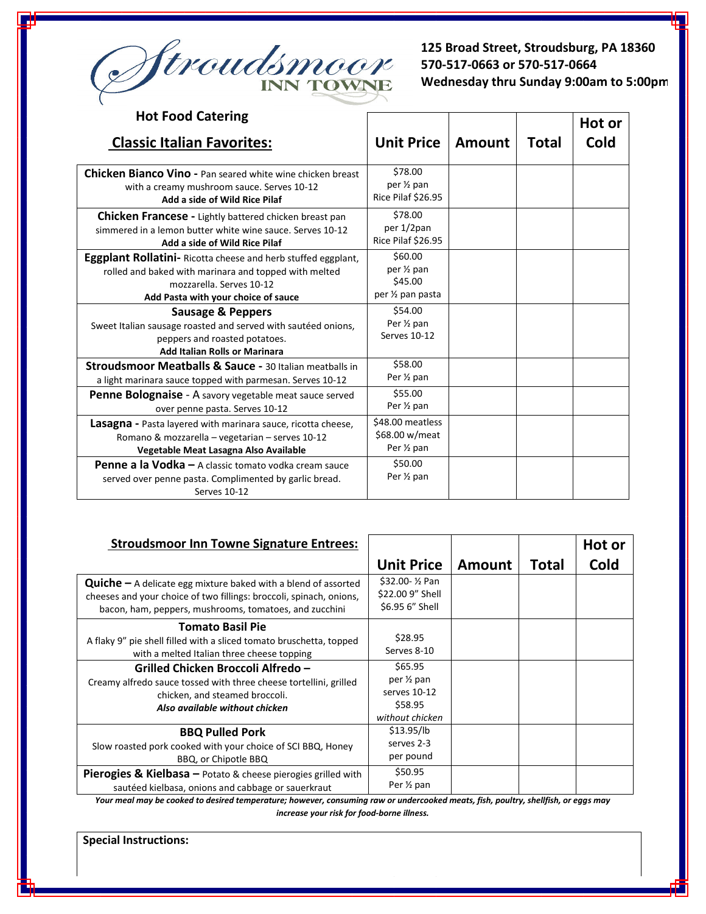# Stroudsmoor INN TOWNE

**125 Broad Street, Stroudsburg, PA 18360**
**570-517-0663 or 570-517-0664**
**Wednesday thru Sunday 9:00am to 5:00pm**

## Hot Food Catering

| Classic Italian Favorites: | Unit Price | Amount | Total | Hot or Cold |
|---|---|---|---|---|
| **Chicken Bianco Vino -** Pan seared white wine chicken breast with a creamy mushroom sauce. Serves 10-12 **Add a side of Wild Rice Pilaf** | $78.00 per ½ pan Rice Pilaf $26.95 | | | |
| **Chicken Francese -** Lightly battered chicken breast pan simmered in a lemon butter white wine sauce. Serves 10-12 **Add a side of Wild Rice Pilaf** | $78.00 per 1/2pan Rice Pilaf $26.95 | | | |
| **Eggplant Rollatini-** Ricotta cheese and herb stuffed eggplant, rolled and baked with marinara and topped with melted mozzarella. Serves 10-12 **Add Pasta with your choice of sauce** | $60.00 per ½ pan $45.00 per ½ pan pasta | | | |
| **Sausage & Peppers** Sweet Italian sausage roasted and served with sautéed onions, peppers and roasted potatoes. **Add Italian Rolls or Marinara** | $54.00 Per ½ pan Serves 10-12 | | | |
| **Stroudsmoor Meatballs & Sauce -** 30 Italian meatballs in a light marinara sauce topped with parmesan. Serves 10-12 | $58.00 Per ½ pan | | | |
| **Penne Bolognaise -** A savory vegetable meat sauce served over penne pasta. Serves 10-12 | $55.00 Per ½ pan | | | |
| **Lasagna -** Pasta layered with marinara sauce, ricotta cheese, Romano & mozzarella – vegetarian – serves 10-12 **Vegetable Meat Lasagna Also Available** | $48.00 meatless $68.00 w/meat Per ½ pan | | | |
| **Penne a la Vodka –** A classic tomato vodka cream sauce served over penne pasta. Complimented by garlic bread. Serves 10-12 | $50.00 Per ½ pan | | | |

| Stroudsmoor Inn Towne Signature Entrees: | Unit Price | Amount | Total | Hot or Cold |
|---|---|---|---|---|
| **Quiche –** A delicate egg mixture baked with a blend of assorted cheeses and your choice of two fillings: broccoli, spinach, onions, bacon, ham, peppers, mushrooms, tomatoes, and zucchini | $32.00- ½ Pan $22.00 9" Shell $6.95 6" Shell | | | |
| **Tomato Basil Pie** A flaky 9" pie shell filled with a sliced tomato bruschetta, topped with a melted Italian three cheese topping | $28.95 Serves 8-10 | | | |
| **Grilled Chicken Broccoli Alfredo –** Creamy alfredo sauce tossed with three cheese tortellini, grilled chicken, and steamed broccoli. ***Also available without chicken*** | $65.95 per ½ pan serves 10-12 $58.95 *without chicken* | | | |
| **BBQ Pulled Pork** Slow roasted pork cooked with your choice of SCI BBQ, Honey BBQ, or Chipotle BBQ | $13.95/lb serves 2-3 per pound | | | |
| **Pierogies & Kielbasa –** Potato & cheese pierogies grilled with sautéed kielbasa, onions and cabbage or sauerkraut | $50.95 Per ½ pan | | | |

***Your meal may be cooked to desired temperature; however, consuming raw or undercooked meats, fish, poultry, shellfish, or eggs may increase your risk for food-borne illness.***

**Special Instructions:**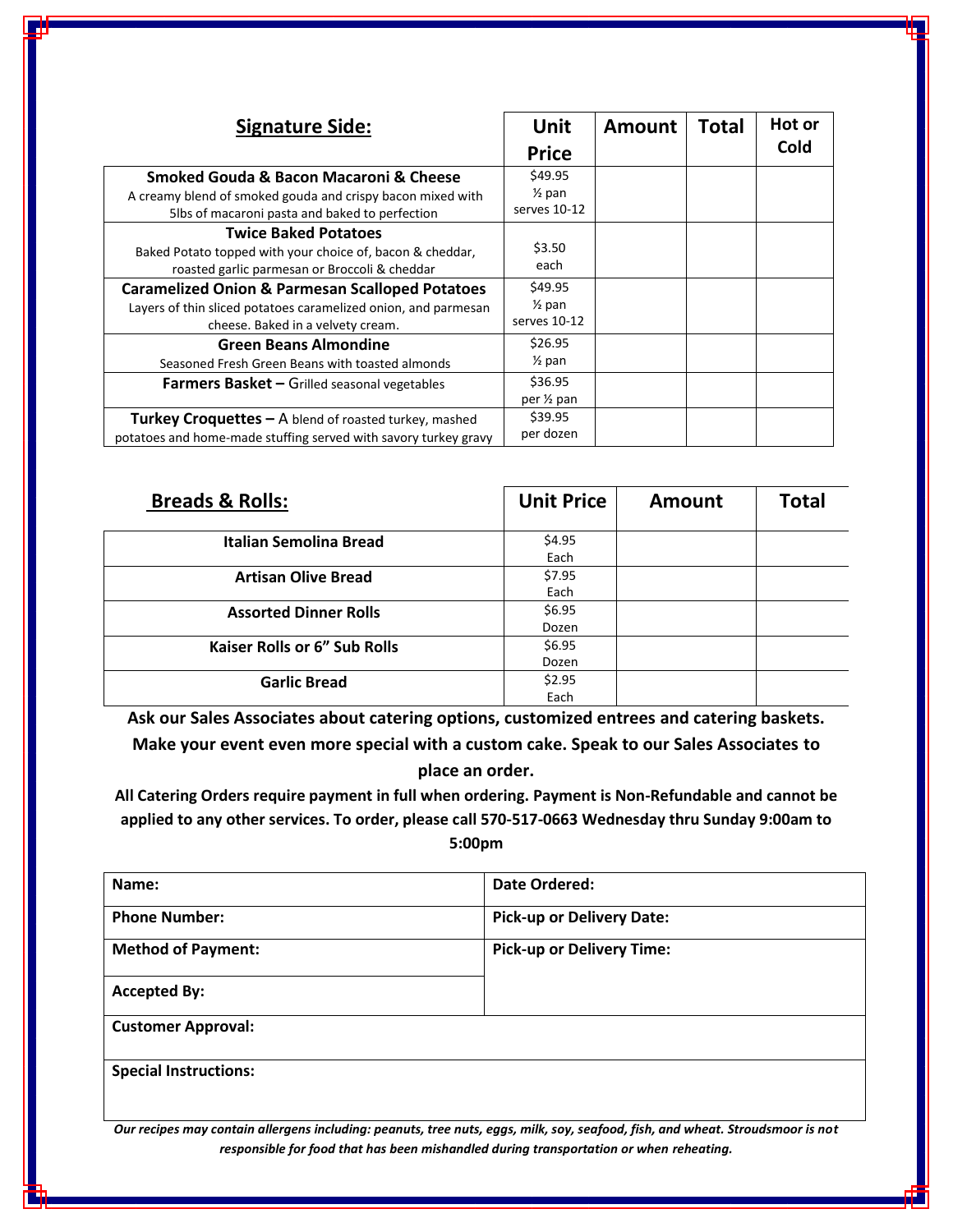| Signature Side: | Unit Price | Amount | Total | Hot or Cold |
|---|---|---|---|---|
| **Smoked Gouda & Bacon Macaroni & Cheese**<br>A creamy blend of smoked gouda and crispy bacon mixed with 5lbs of macaroni pasta and baked to perfection | $49.95<br>½ pan<br>serves 10-12 | | | |
| **Twice Baked Potatoes**<br>Baked Potato topped with your choice of, bacon & cheddar, roasted garlic parmesan or Broccoli & cheddar | $3.50<br>each | | | |
| **Caramelized Onion & Parmesan Scalloped Potatoes**<br>Layers of thin sliced potatoes caramelized onion, and parmesan cheese. Baked in a velvety cream. | $49.95<br>½ pan<br>serves 10-12 | | | |
| **Green Beans Almondine**<br>Seasoned Fresh Green Beans with toasted almonds | $26.95<br>½ pan | | | |
| **Farmers Basket –** Grilled seasonal vegetables | $36.95<br>per ½ pan | | | |
| **Turkey Croquettes –** A blend of roasted turkey, mashed potatoes and home-made stuffing served with savory turkey gravy | $39.95<br>per dozen | | | |

| Breads & Rolls: | Unit Price | Amount | Total |
|---|---|---|---|
| **Italian Semolina Bread** | $4.95<br>Each | | |
| **Artisan Olive Bread** | $7.95<br>Each | | |
| **Assorted Dinner Rolls** | $6.95<br>Dozen | | |
| **Kaiser Rolls or 6" Sub Rolls** | $6.95<br>Dozen | | |
| **Garlic Bread** | $2.95<br>Each | | |

**Ask our Sales Associates about catering options, customized entrees and catering baskets. Make your event even more special with a custom cake. Speak to our Sales Associates to place an order.**

**All Catering Orders require payment in full when ordering. Payment is Non-Refundable and cannot be applied to any other services. To order, please call 570-517-0663 Wednesday thru Sunday 9:00am to 5:00pm**

| | |
|---|---|
| **Name:** | **Date Ordered:** |
| **Phone Number:** | **Pick-up or Delivery Date:** |
| **Method of Payment:** | **Pick-up or Delivery Time:** |
| **Accepted By:** | |
| **Customer Approval:** | |
| **Special Instructions:** | |

***Our recipes may contain allergens including: peanuts, tree nuts, eggs, milk, soy, seafood, fish, and wheat. Stroudsmoor is not responsible for food that has been mishandled during transportation or when reheating.***